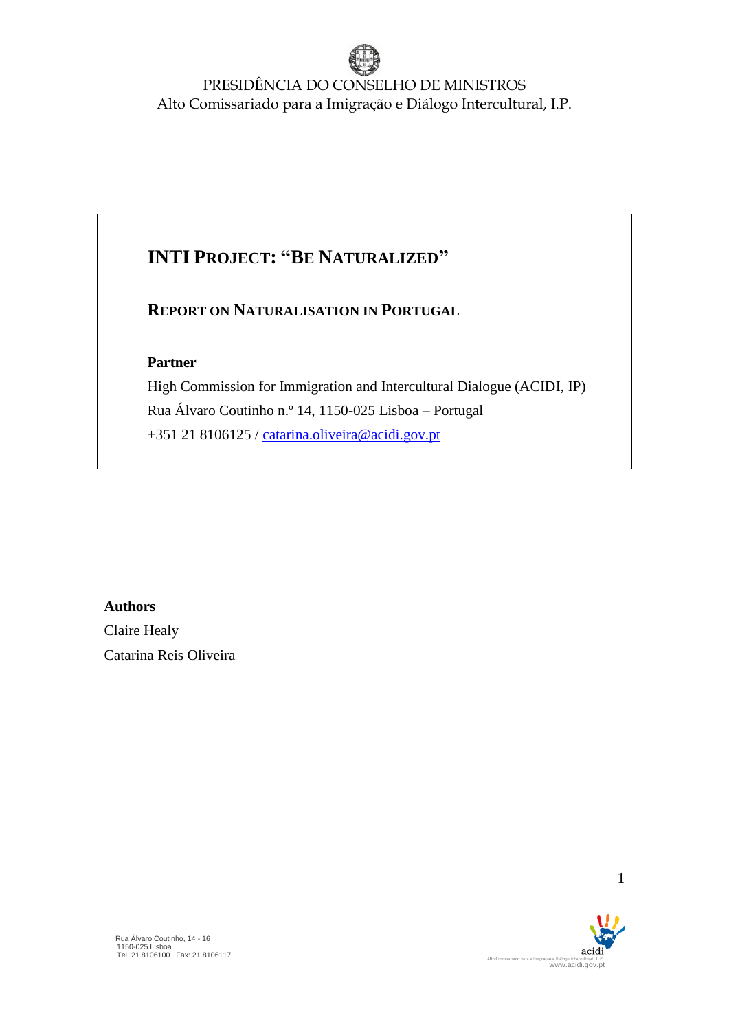PRESIDÊNCIA DO CONSELHO DE MINISTROS
Alto Comissariado para a Imigração e Diálogo Intercultural, I.P.

# INTI PROJECT: "BE NATURALIZED"

## REPORT ON NATURALISATION IN PORTUGAL

**Partner**

High Commission for Immigration and Intercultural Dialogue (ACIDI, IP)
Rua Álvaro Coutinho n.º 14, 1150-025 Lisboa – Portugal
+351 21 8106125 / catarina.oliveira@acidi.gov.pt

**Authors**

Claire Healy
Catarina Reis Oliveira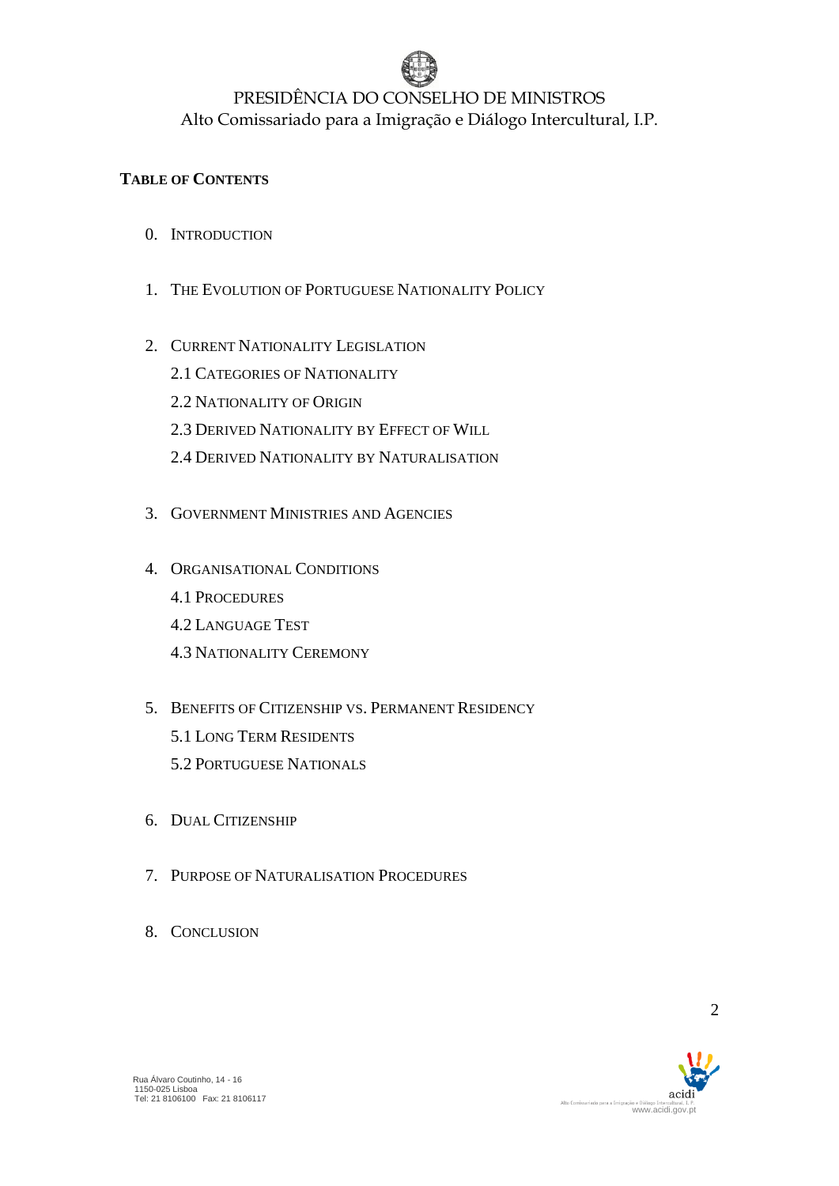## Table of Contents

0. Introduction

1. The Evolution of Portuguese Nationality Policy

2. Current Nationality Legislation
   - 2.1 Categories of Nationality
   - 2.2 Nationality of Origin
   - 2.3 Derived Nationality by Effect of Will
   - 2.4 Derived Nationality by Naturalisation

3. Government Ministries and Agencies

4. Organisational Conditions
   - 4.1 Procedures
   - 4.2 Language Test
   - 4.3 Nationality Ceremony

5. Benefits of Citizenship vs. Permanent Residency
   - 5.1 Long Term Residents
   - 5.2 Portuguese Nationals

6. Dual Citizenship

7. Purpose of Naturalisation Procedures

8. Conclusion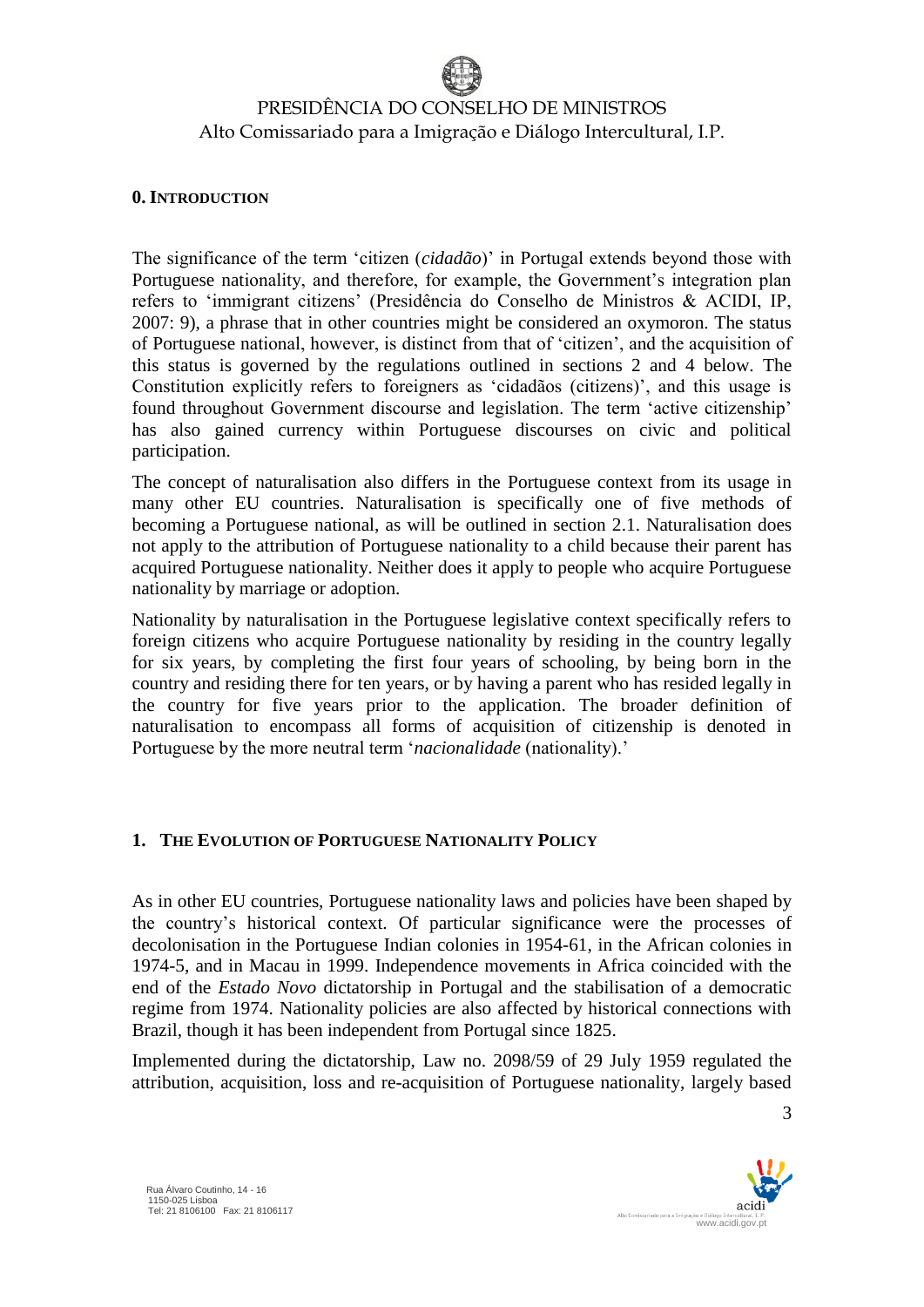## 0. Introduction

The significance of the term 'citizen (*cidadão*)' in Portugal extends beyond those with Portuguese nationality, and therefore, for example, the Government's integration plan refers to 'immigrant citizens' (Presidência do Conselho de Ministros & ACIDI, IP, 2007: 9), a phrase that in other countries might be considered an oxymoron. The status of Portuguese national, however, is distinct from that of 'citizen', and the acquisition of this status is governed by the regulations outlined in sections 2 and 4 below. The Constitution explicitly refers to foreigners as 'cidadãos (citizens)', and this usage is found throughout Government discourse and legislation. The term 'active citizenship' has also gained currency within Portuguese discourses on civic and political participation.

The concept of naturalisation also differs in the Portuguese context from its usage in many other EU countries. Naturalisation is specifically one of five methods of becoming a Portuguese national, as will be outlined in section 2.1. Naturalisation does not apply to the attribution of Portuguese nationality to a child because their parent has acquired Portuguese nationality. Neither does it apply to people who acquire Portuguese nationality by marriage or adoption.

Nationality by naturalisation in the Portuguese legislative context specifically refers to foreign citizens who acquire Portuguese nationality by residing in the country legally for six years, by completing the first four years of schooling, by being born in the country and residing there for ten years, or by having a parent who has resided legally in the country for five years prior to the application. The broader definition of naturalisation to encompass all forms of acquisition of citizenship is denoted in Portuguese by the more neutral term '*nacionalidade* (nationality).'

## 1. The Evolution of Portuguese Nationality Policy

As in other EU countries, Portuguese nationality laws and policies have been shaped by the country's historical context. Of particular significance were the processes of decolonisation in the Portuguese Indian colonies in 1954-61, in the African colonies in 1974-5, and in Macau in 1999. Independence movements in Africa coincided with the end of the *Estado Novo* dictatorship in Portugal and the stabilisation of a democratic regime from 1974. Nationality policies are also affected by historical connections with Brazil, though it has been independent from Portugal since 1825.

Implemented during the dictatorship, Law no. 2098/59 of 29 July 1959 regulated the attribution, acquisition, loss and re-acquisition of Portuguese nationality, largely based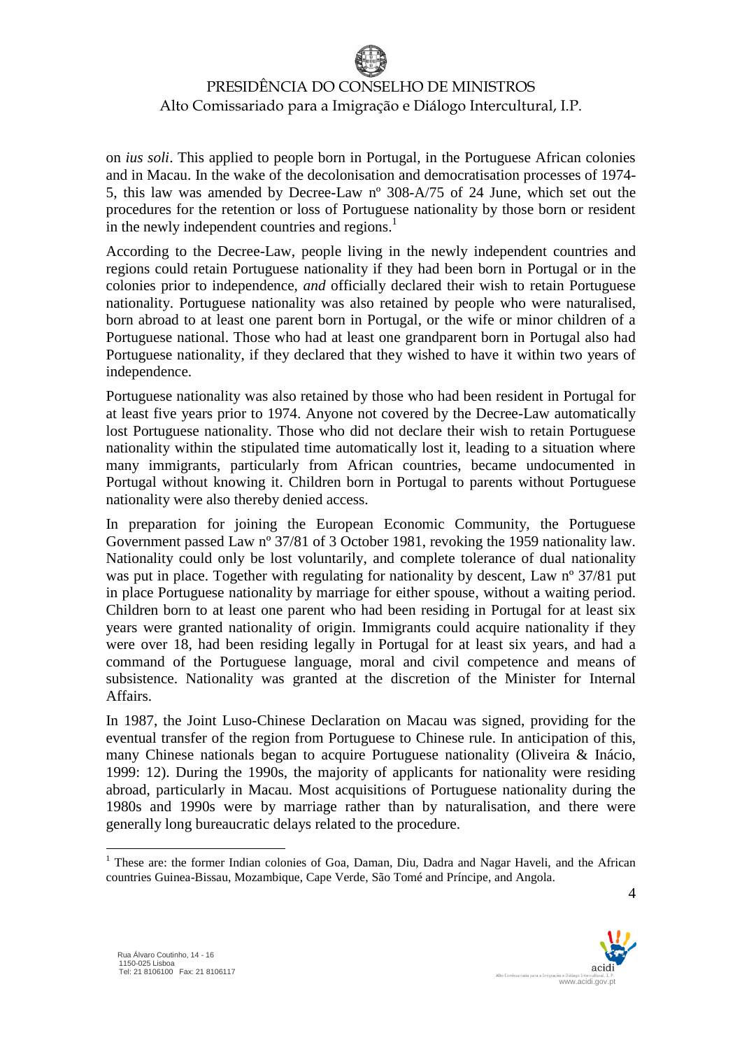on *ius soli*. This applied to people born in Portugal, in the Portuguese African colonies and in Macau. In the wake of the decolonisation and democratisation processes of 1974-5, this law was amended by Decree-Law nº 308-A/75 of 24 June, which set out the procedures for the retention or loss of Portuguese nationality by those born or resident in the newly independent countries and regions.[1]

According to the Decree-Law, people living in the newly independent countries and regions could retain Portuguese nationality if they had been born in Portugal or in the colonies prior to independence, *and* officially declared their wish to retain Portuguese nationality. Portuguese nationality was also retained by people who were naturalised, born abroad to at least one parent born in Portugal, or the wife or minor children of a Portuguese national. Those who had at least one grandparent born in Portugal also had Portuguese nationality, if they declared that they wished to have it within two years of independence.

Portuguese nationality was also retained by those who had been resident in Portugal for at least five years prior to 1974. Anyone not covered by the Decree-Law automatically lost Portuguese nationality. Those who did not declare their wish to retain Portuguese nationality within the stipulated time automatically lost it, leading to a situation where many immigrants, particularly from African countries, became undocumented in Portugal without knowing it. Children born in Portugal to parents without Portuguese nationality were also thereby denied access.

In preparation for joining the European Economic Community, the Portuguese Government passed Law nº 37/81 of 3 October 1981, revoking the 1959 nationality law. Nationality could only be lost voluntarily, and complete tolerance of dual nationality was put in place. Together with regulating for nationality by descent, Law nº 37/81 put in place Portuguese nationality by marriage for either spouse, without a waiting period. Children born to at least one parent who had been residing in Portugal for at least six years were granted nationality of origin. Immigrants could acquire nationality if they were over 18, had been residing legally in Portugal for at least six years, and had a command of the Portuguese language, moral and civil competence and means of subsistence. Nationality was granted at the discretion of the Minister for Internal Affairs.

In 1987, the Joint Luso-Chinese Declaration on Macau was signed, providing for the eventual transfer of the region from Portuguese to Chinese rule. In anticipation of this, many Chinese nationals began to acquire Portuguese nationality (Oliveira & Inácio, 1999: 12). During the 1990s, the majority of applicants for nationality were residing abroad, particularly in Macau. Most acquisitions of Portuguese nationality during the 1980s and 1990s were by marriage rather than by naturalisation, and there were generally long bureaucratic delays related to the procedure.

---

[1] These are: the former Indian colonies of Goa, Daman, Diu, Dadra and Nagar Haveli, and the African countries Guinea-Bissau, Mozambique, Cape Verde, São Tomé and Príncipe, and Angola.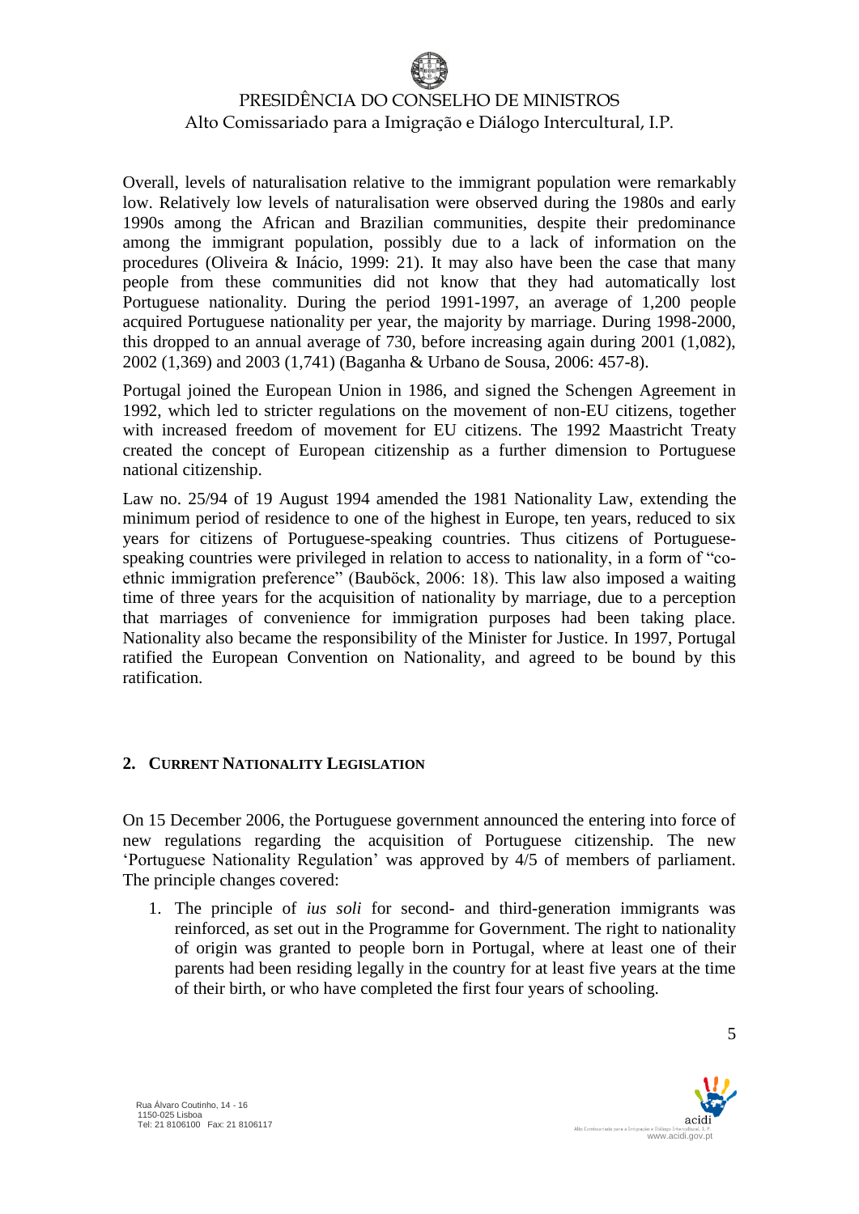Overall, levels of naturalisation relative to the immigrant population were remarkably low. Relatively low levels of naturalisation were observed during the 1980s and early 1990s among the African and Brazilian communities, despite their predominance among the immigrant population, possibly due to a lack of information on the procedures (Oliveira & Inácio, 1999: 21). It may also have been the case that many people from these communities did not know that they had automatically lost Portuguese nationality. During the period 1991-1997, an average of 1,200 people acquired Portuguese nationality per year, the majority by marriage. During 1998-2000, this dropped to an annual average of 730, before increasing again during 2001 (1,082), 2002 (1,369) and 2003 (1,741) (Baganha & Urbano de Sousa, 2006: 457-8).

Portugal joined the European Union in 1986, and signed the Schengen Agreement in 1992, which led to stricter regulations on the movement of non-EU citizens, together with increased freedom of movement for EU citizens. The 1992 Maastricht Treaty created the concept of European citizenship as a further dimension to Portuguese national citizenship.

Law no. 25/94 of 19 August 1994 amended the 1981 Nationality Law, extending the minimum period of residence to one of the highest in Europe, ten years, reduced to six years for citizens of Portuguese-speaking countries. Thus citizens of Portuguese-speaking countries were privileged in relation to access to nationality, in a form of "co-ethnic immigration preference" (Bauböck, 2006: 18). This law also imposed a waiting time of three years for the acquisition of nationality by marriage, due to a perception that marriages of convenience for immigration purposes had been taking place. Nationality also became the responsibility of the Minister for Justice. In 1997, Portugal ratified the European Convention on Nationality, and agreed to be bound by this ratification.

## 2. CURRENT NATIONALITY LEGISLATION

On 15 December 2006, the Portuguese government announced the entering into force of new regulations regarding the acquisition of Portuguese citizenship. The new 'Portuguese Nationality Regulation' was approved by 4/5 of members of parliament. The principle changes covered:

1. The principle of *ius soli* for second- and third-generation immigrants was reinforced, as set out in the Programme for Government. The right to nationality of origin was granted to people born in Portugal, where at least one of their parents had been residing legally in the country for at least five years at the time of their birth, or who have completed the first four years of schooling.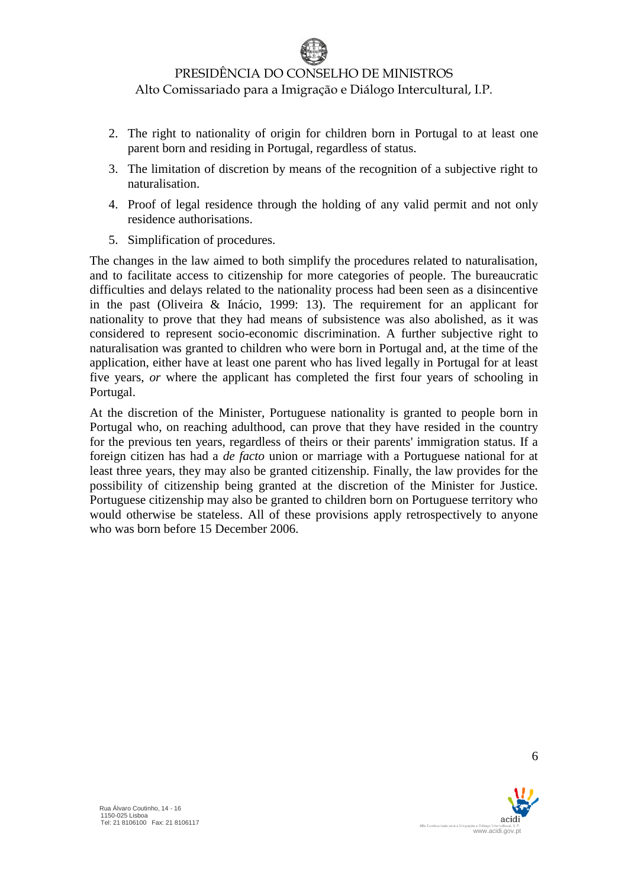2. The right to nationality of origin for children born in Portugal to at least one parent born and residing in Portugal, regardless of status.
3. The limitation of discretion by means of the recognition of a subjective right to naturalisation.
4. Proof of legal residence through the holding of any valid permit and not only residence authorisations.
5. Simplification of procedures.

The changes in the law aimed to both simplify the procedures related to naturalisation, and to facilitate access to citizenship for more categories of people. The bureaucratic difficulties and delays related to the nationality process had been seen as a disincentive in the past (Oliveira & Inácio, 1999: 13). The requirement for an applicant for nationality to prove that they had means of subsistence was also abolished, as it was considered to represent socio-economic discrimination. A further subjective right to naturalisation was granted to children who were born in Portugal and, at the time of the application, either have at least one parent who has lived legally in Portugal for at least five years, *or* where the applicant has completed the first four years of schooling in Portugal.

At the discretion of the Minister, Portuguese nationality is granted to people born in Portugal who, on reaching adulthood, can prove that they have resided in the country for the previous ten years, regardless of theirs or their parents' immigration status. If a foreign citizen has had a *de facto* union or marriage with a Portuguese national for at least three years, they may also be granted citizenship. Finally, the law provides for the possibility of citizenship being granted at the discretion of the Minister for Justice. Portuguese citizenship may also be granted to children born on Portuguese territory who would otherwise be stateless. All of these provisions apply retrospectively to anyone who was born before 15 December 2006.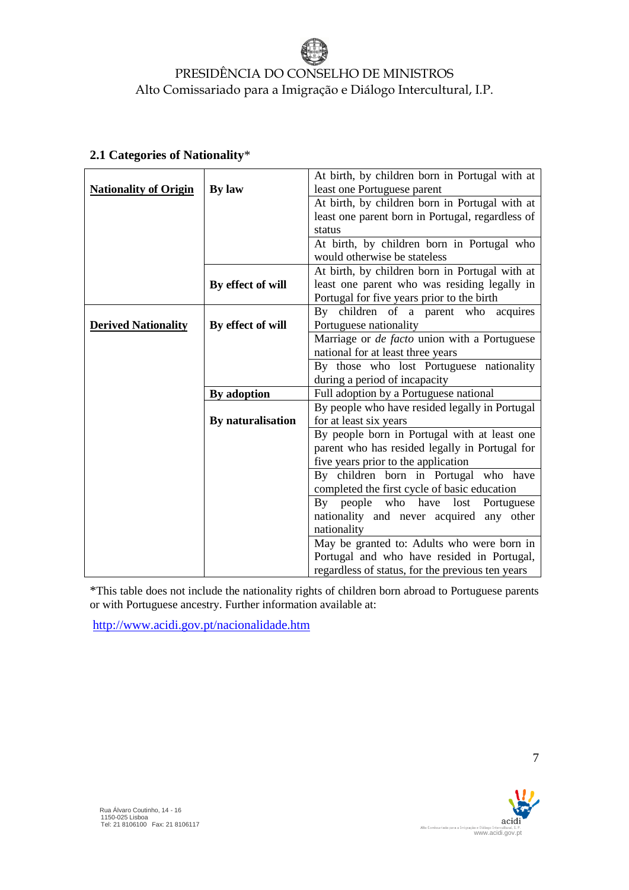## 2.1 Categories of Nationality*

| | | |
|---|---|---|
| **Nationality of Origin** | **By law** | At birth, by children born in Portugal with at least one Portuguese parent |
| | | At birth, by children born in Portugal with at least one parent born in Portugal, regardless of status |
| | | At birth, by children born in Portugal who would otherwise be stateless |
| | **By effect of will** | At birth, by children born in Portugal with at least one parent who was residing legally in Portugal for five years prior to the birth |
| **Derived Nationality** | **By effect of will** | By children of a parent who acquires Portuguese nationality |
| | | Marriage or *de facto* union with a Portuguese national for at least three years |
| | | By those who lost Portuguese nationality during a period of incapacity |
| | **By adoption** | Full adoption by a Portuguese national |
| | **By naturalisation** | By people who have resided legally in Portugal for at least six years |
| | | By people born in Portugal with at least one parent who has resided legally in Portugal for five years prior to the application |
| | | By children born in Portugal who have completed the first cycle of basic education |
| | | By people who have lost Portuguese nationality and never acquired any other nationality |
| | | May be granted to: Adults who were born in Portugal and who have resided in Portugal, regardless of status, for the previous ten years |

*This table does not include the nationality rights of children born abroad to Portuguese parents or with Portuguese ancestry. Further information available at:

http://www.acidi.gov.pt/nacionalidade.htm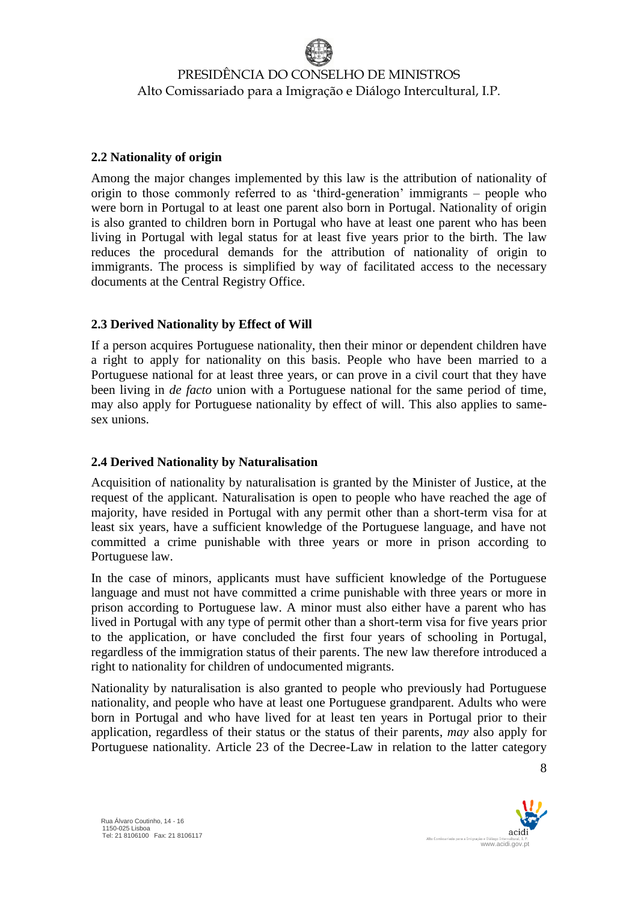### 2.2 Nationality of origin

Among the major changes implemented by this law is the attribution of nationality of origin to those commonly referred to as 'third-generation' immigrants – people who were born in Portugal to at least one parent also born in Portugal. Nationality of origin is also granted to children born in Portugal who have at least one parent who has been living in Portugal with legal status for at least five years prior to the birth. The law reduces the procedural demands for the attribution of nationality of origin to immigrants. The process is simplified by way of facilitated access to the necessary documents at the Central Registry Office.

### 2.3 Derived Nationality by Effect of Will

If a person acquires Portuguese nationality, then their minor or dependent children have a right to apply for nationality on this basis. People who have been married to a Portuguese national for at least three years, or can prove in a civil court that they have been living in *de facto* union with a Portuguese national for the same period of time, may also apply for Portuguese nationality by effect of will. This also applies to same-sex unions.

### 2.4 Derived Nationality by Naturalisation

Acquisition of nationality by naturalisation is granted by the Minister of Justice, at the request of the applicant. Naturalisation is open to people who have reached the age of majority, have resided in Portugal with any permit other than a short-term visa for at least six years, have a sufficient knowledge of the Portuguese language, and have not committed a crime punishable with three years or more in prison according to Portuguese law.

In the case of minors, applicants must have sufficient knowledge of the Portuguese language and must not have committed a crime punishable with three years or more in prison according to Portuguese law. A minor must also either have a parent who has lived in Portugal with any type of permit other than a short-term visa for five years prior to the application, or have concluded the first four years of schooling in Portugal, regardless of the immigration status of their parents. The new law therefore introduced a right to nationality for children of undocumented migrants.

Nationality by naturalisation is also granted to people who previously had Portuguese nationality, and people who have at least one Portuguese grandparent. Adults who were born in Portugal and who have lived for at least ten years in Portugal prior to their application, regardless of their status or the status of their parents, *may* also apply for Portuguese nationality. Article 23 of the Decree-Law in relation to the latter category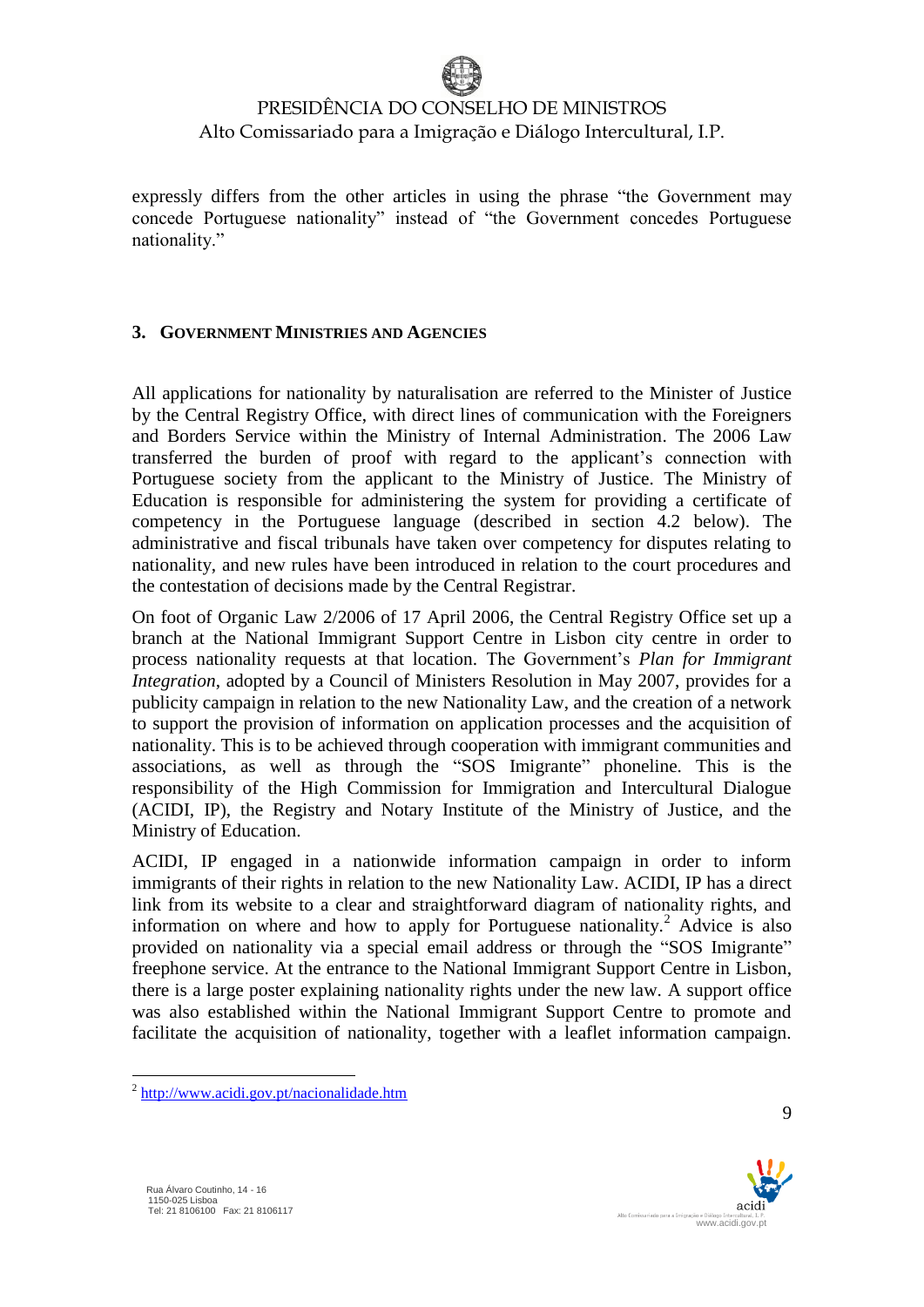expressly differs from the other articles in using the phrase "the Government may concede Portuguese nationality" instead of "the Government concedes Portuguese nationality."

## 3. GOVERNMENT MINISTRIES AND AGENCIES

All applications for nationality by naturalisation are referred to the Minister of Justice by the Central Registry Office, with direct lines of communication with the Foreigners and Borders Service within the Ministry of Internal Administration. The 2006 Law transferred the burden of proof with regard to the applicant's connection with Portuguese society from the applicant to the Ministry of Justice. The Ministry of Education is responsible for administering the system for providing a certificate of competency in the Portuguese language (described in section 4.2 below). The administrative and fiscal tribunals have taken over competency for disputes relating to nationality, and new rules have been introduced in relation to the court procedures and the contestation of decisions made by the Central Registrar.

On foot of Organic Law 2/2006 of 17 April 2006, the Central Registry Office set up a branch at the National Immigrant Support Centre in Lisbon city centre in order to process nationality requests at that location. The Government's *Plan for Immigrant Integration*, adopted by a Council of Ministers Resolution in May 2007, provides for a publicity campaign in relation to the new Nationality Law, and the creation of a network to support the provision of information on application processes and the acquisition of nationality. This is to be achieved through cooperation with immigrant communities and associations, as well as through the "SOS Imigrante" phoneline. This is the responsibility of the High Commission for Immigration and Intercultural Dialogue (ACIDI, IP), the Registry and Notary Institute of the Ministry of Justice, and the Ministry of Education.

ACIDI, IP engaged in a nationwide information campaign in order to inform immigrants of their rights in relation to the new Nationality Law. ACIDI, IP has a direct link from its website to a clear and straightforward diagram of nationality rights, and information on where and how to apply for Portuguese nationality.[2] Advice is also provided on nationality via a special email address or through the "SOS Imigrante" freephone service. At the entrance to the National Immigrant Support Centre in Lisbon, there is a large poster explaining nationality rights under the new law. A support office was also established within the National Immigrant Support Centre to promote and facilitate the acquisition of nationality, together with a leaflet information campaign.

[2] http://www.acidi.gov.pt/nacionalidade.htm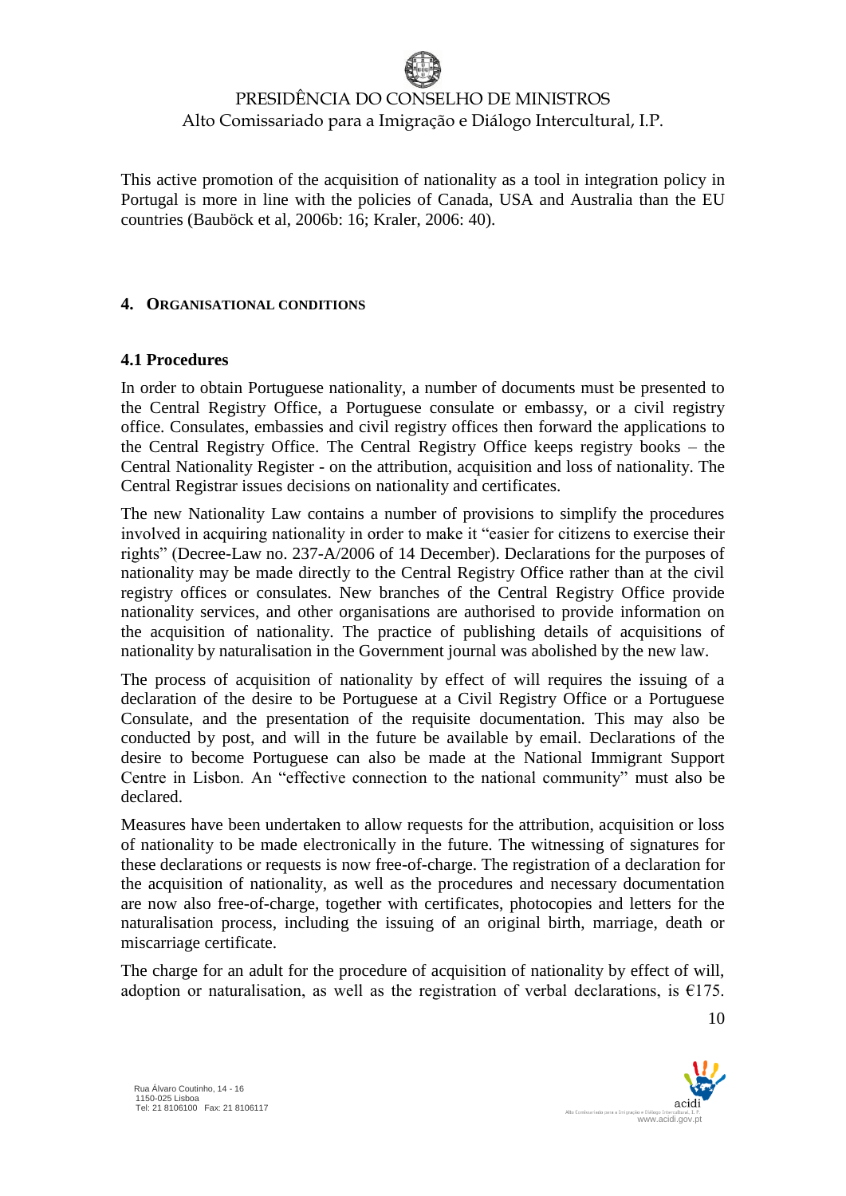This active promotion of the acquisition of nationality as a tool in integration policy in Portugal is more in line with the policies of Canada, USA and Australia than the EU countries (Bauböck et al, 2006b: 16; Kraler, 2006: 40).

## 4. ORGANISATIONAL CONDITIONS

### 4.1 Procedures

In order to obtain Portuguese nationality, a number of documents must be presented to the Central Registry Office, a Portuguese consulate or embassy, or a civil registry office. Consulates, embassies and civil registry offices then forward the applications to the Central Registry Office. The Central Registry Office keeps registry books – the Central Nationality Register - on the attribution, acquisition and loss of nationality. The Central Registrar issues decisions on nationality and certificates.

The new Nationality Law contains a number of provisions to simplify the procedures involved in acquiring nationality in order to make it "easier for citizens to exercise their rights" (Decree-Law no. 237-A/2006 of 14 December). Declarations for the purposes of nationality may be made directly to the Central Registry Office rather than at the civil registry offices or consulates. New branches of the Central Registry Office provide nationality services, and other organisations are authorised to provide information on the acquisition of nationality. The practice of publishing details of acquisitions of nationality by naturalisation in the Government journal was abolished by the new law.

The process of acquisition of nationality by effect of will requires the issuing of a declaration of the desire to be Portuguese at a Civil Registry Office or a Portuguese Consulate, and the presentation of the requisite documentation. This may also be conducted by post, and will in the future be available by email. Declarations of the desire to become Portuguese can also be made at the National Immigrant Support Centre in Lisbon. An "effective connection to the national community" must also be declared.

Measures have been undertaken to allow requests for the attribution, acquisition or loss of nationality to be made electronically in the future. The witnessing of signatures for these declarations or requests is now free-of-charge. The registration of a declaration for the acquisition of nationality, as well as the procedures and necessary documentation are now also free-of-charge, together with certificates, photocopies and letters for the naturalisation process, including the issuing of an original birth, marriage, death or miscarriage certificate.

The charge for an adult for the procedure of acquisition of nationality by effect of will, adoption or naturalisation, as well as the registration of verbal declarations, is €175.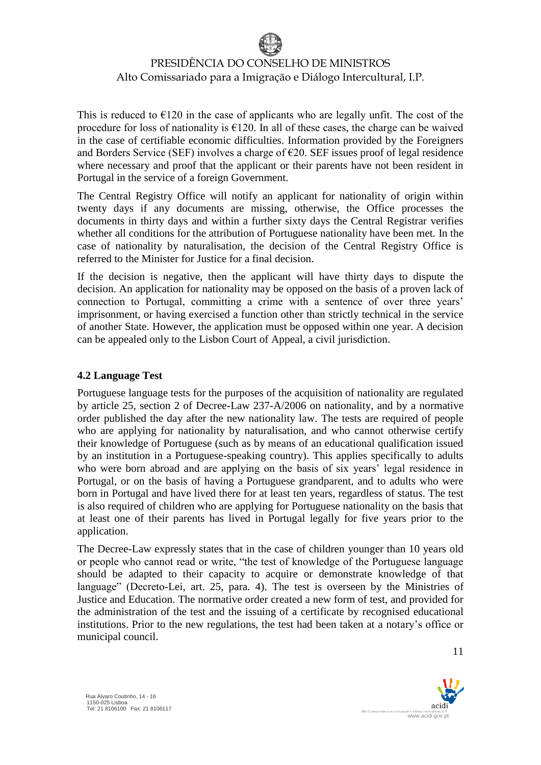This is reduced to €120 in the case of applicants who are legally unfit. The cost of the procedure for loss of nationality is €120. In all of these cases, the charge can be waived in the case of certifiable economic difficulties. Information provided by the Foreigners and Borders Service (SEF) involves a charge of €20. SEF issues proof of legal residence where necessary and proof that the applicant or their parents have not been resident in Portugal in the service of a foreign Government.

The Central Registry Office will notify an applicant for nationality of origin within twenty days if any documents are missing, otherwise, the Office processes the documents in thirty days and within a further sixty days the Central Registrar verifies whether all conditions for the attribution of Portuguese nationality have been met. In the case of nationality by naturalisation, the decision of the Central Registry Office is referred to the Minister for Justice for a final decision.

If the decision is negative, then the applicant will have thirty days to dispute the decision. An application for nationality may be opposed on the basis of a proven lack of connection to Portugal, committing a crime with a sentence of over three years' imprisonment, or having exercised a function other than strictly technical in the service of another State. However, the application must be opposed within one year. A decision can be appealed only to the Lisbon Court of Appeal, a civil jurisdiction.

### 4.2 Language Test

Portuguese language tests for the purposes of the acquisition of nationality are regulated by article 25, section 2 of Decree-Law 237-A/2006 on nationality, and by a normative order published the day after the new nationality law. The tests are required of people who are applying for nationality by naturalisation, and who cannot otherwise certify their knowledge of Portuguese (such as by means of an educational qualification issued by an institution in a Portuguese-speaking country). This applies specifically to adults who were born abroad and are applying on the basis of six years' legal residence in Portugal, or on the basis of having a Portuguese grandparent, and to adults who were born in Portugal and have lived there for at least ten years, regardless of status. The test is also required of children who are applying for Portuguese nationality on the basis that at least one of their parents has lived in Portugal legally for five years prior to the application.

The Decree-Law expressly states that in the case of children younger than 10 years old or people who cannot read or write, "the test of knowledge of the Portuguese language should be adapted to their capacity to acquire or demonstrate knowledge of that language" (Decreto-Lei, art. 25, para. 4). The test is overseen by the Ministries of Justice and Education. The normative order created a new form of test, and provided for the administration of the test and the issuing of a certificate by recognised educational institutions. Prior to the new regulations, the test had been taken at a notary's office or municipal council.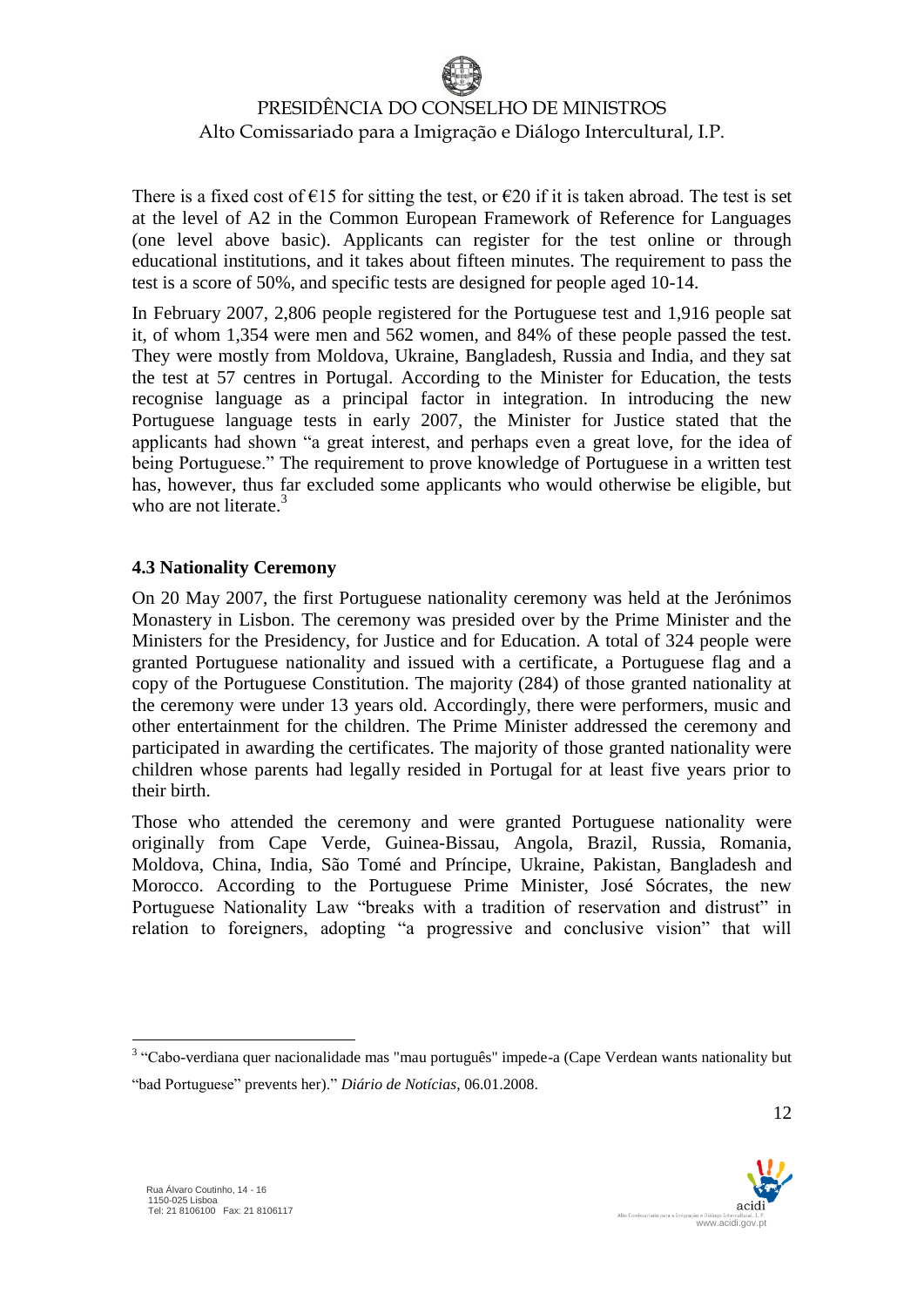There is a fixed cost of €15 for sitting the test, or €20 if it is taken abroad. The test is set at the level of A2 in the Common European Framework of Reference for Languages (one level above basic). Applicants can register for the test online or through educational institutions, and it takes about fifteen minutes. The requirement to pass the test is a score of 50%, and specific tests are designed for people aged 10-14.

In February 2007, 2,806 people registered for the Portuguese test and 1,916 people sat it, of whom 1,354 were men and 562 women, and 84% of these people passed the test. They were mostly from Moldova, Ukraine, Bangladesh, Russia and India, and they sat the test at 57 centres in Portugal. According to the Minister for Education, the tests recognise language as a principal factor in integration. In introducing the new Portuguese language tests in early 2007, the Minister for Justice stated that the applicants had shown "a great interest, and perhaps even a great love, for the idea of being Portuguese." The requirement to prove knowledge of Portuguese in a written test has, however, thus far excluded some applicants who would otherwise be eligible, but who are not literate.[3]

### 4.3 Nationality Ceremony

On 20 May 2007, the first Portuguese nationality ceremony was held at the Jerónimos Monastery in Lisbon. The ceremony was presided over by the Prime Minister and the Ministers for the Presidency, for Justice and for Education. A total of 324 people were granted Portuguese nationality and issued with a certificate, a Portuguese flag and a copy of the Portuguese Constitution. The majority (284) of those granted nationality at the ceremony were under 13 years old. Accordingly, there were performers, music and other entertainment for the children. The Prime Minister addressed the ceremony and participated in awarding the certificates. The majority of those granted nationality were children whose parents had legally resided in Portugal for at least five years prior to their birth.

Those who attended the ceremony and were granted Portuguese nationality were originally from Cape Verde, Guinea-Bissau, Angola, Brazil, Russia, Romania, Moldova, China, India, São Tomé and Príncipe, Ukraine, Pakistan, Bangladesh and Morocco. According to the Portuguese Prime Minister, José Sócrates, the new Portuguese Nationality Law "breaks with a tradition of reservation and distrust" in relation to foreigners, adopting "a progressive and conclusive vision" that will

---

[3] "Cabo-verdiana quer nacionalidade mas "mau português" impede-a (Cape Verdean wants nationality but "bad Portuguese" prevents her)." *Diário de Notícias*, 06.01.2008.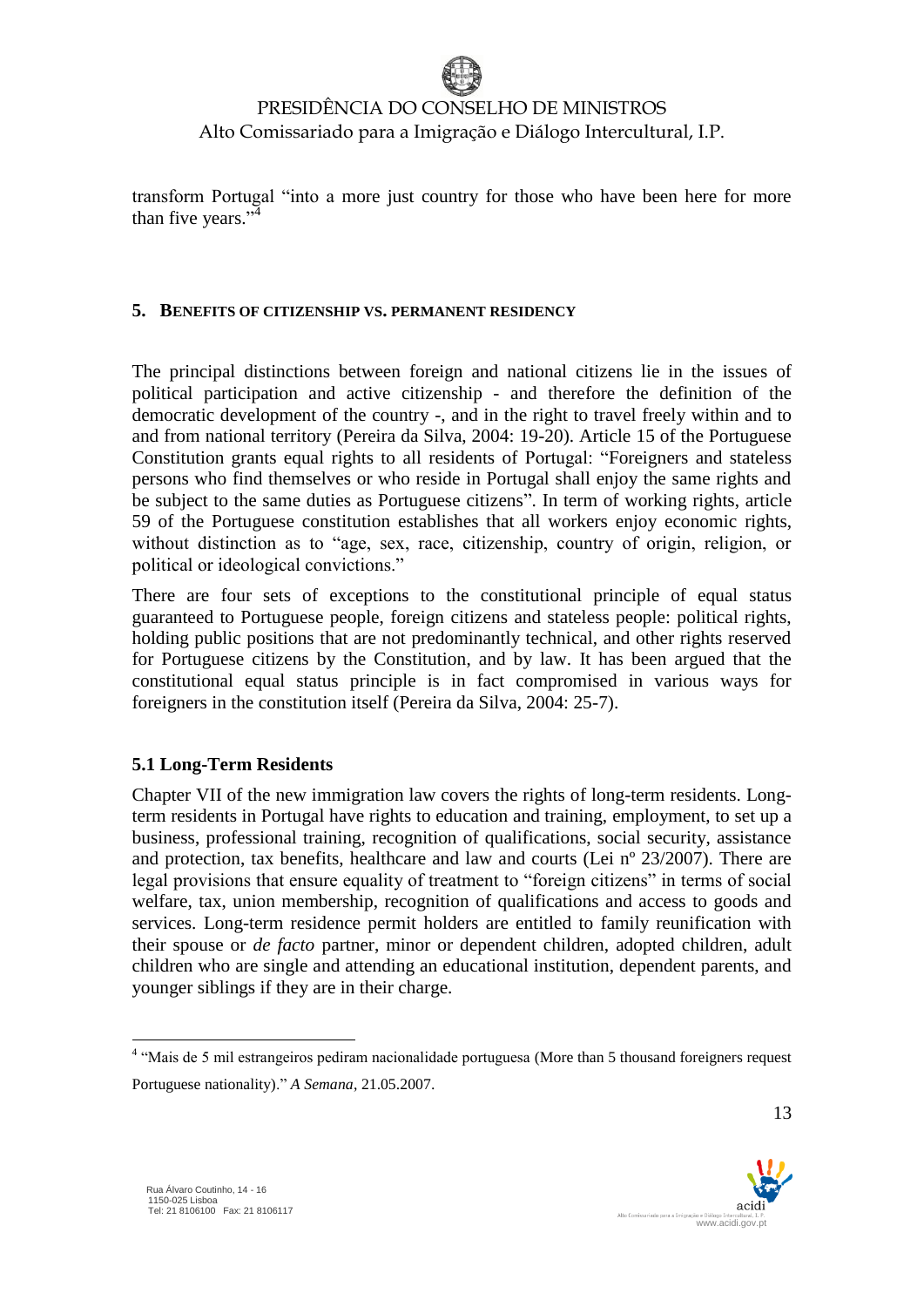transform Portugal "into a more just country for those who have been here for more than five years."[4]

## 5. Benefits of Citizenship vs. Permanent Residency

The principal distinctions between foreign and national citizens lie in the issues of political participation and active citizenship - and therefore the definition of the democratic development of the country -, and in the right to travel freely within and to and from national territory (Pereira da Silva, 2004: 19-20). Article 15 of the Portuguese Constitution grants equal rights to all residents of Portugal: "Foreigners and stateless persons who find themselves or who reside in Portugal shall enjoy the same rights and be subject to the same duties as Portuguese citizens". In term of working rights, article 59 of the Portuguese constitution establishes that all workers enjoy economic rights, without distinction as to "age, sex, race, citizenship, country of origin, religion, or political or ideological convictions."

There are four sets of exceptions to the constitutional principle of equal status guaranteed to Portuguese people, foreign citizens and stateless people: political rights, holding public positions that are not predominantly technical, and other rights reserved for Portuguese citizens by the Constitution, and by law. It has been argued that the constitutional equal status principle is in fact compromised in various ways for foreigners in the constitution itself (Pereira da Silva, 2004: 25-7).

### 5.1 Long-Term Residents

Chapter VII of the new immigration law covers the rights of long-term residents. Long-term residents in Portugal have rights to education and training, employment, to set up a business, professional training, recognition of qualifications, social security, assistance and protection, tax benefits, healthcare and law and courts (Lei nº 23/2007). There are legal provisions that ensure equality of treatment to "foreign citizens" in terms of social welfare, tax, union membership, recognition of qualifications and access to goods and services. Long-term residence permit holders are entitled to family reunification with their spouse or *de facto* partner, minor or dependent children, adopted children, adult children who are single and attending an educational institution, dependent parents, and younger siblings if they are in their charge.

[4] "Mais de 5 mil estrangeiros pediram nacionalidade portuguesa (More than 5 thousand foreigners request Portuguese nationality)." *A Semana*, 21.05.2007.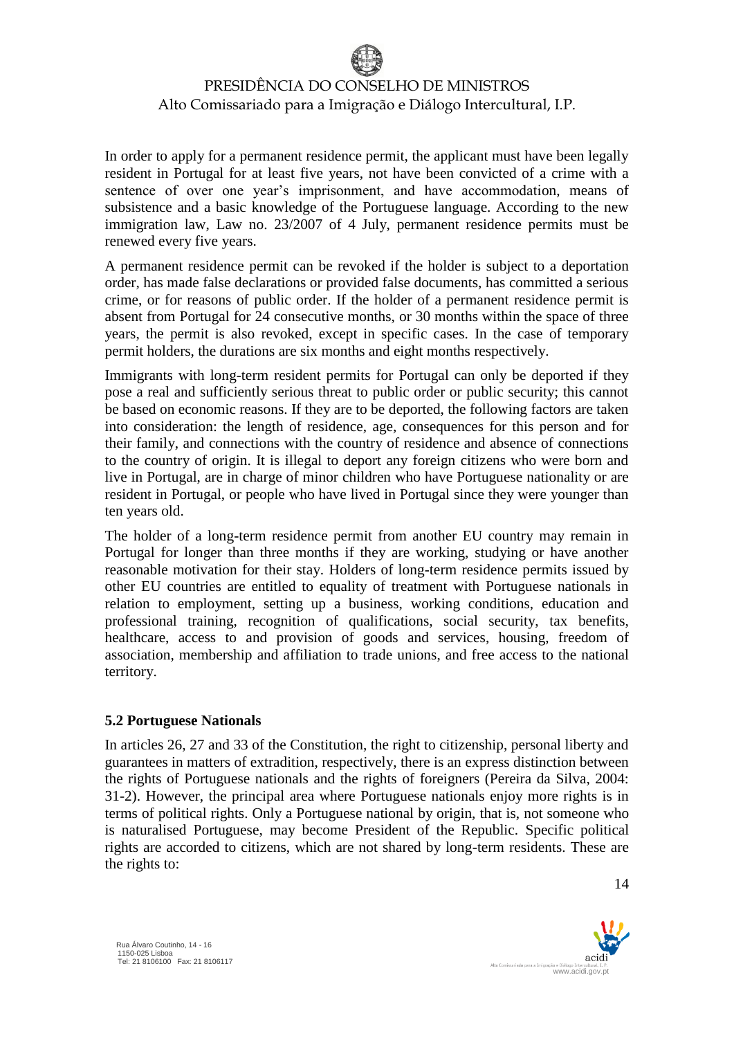In order to apply for a permanent residence permit, the applicant must have been legally resident in Portugal for at least five years, not have been convicted of a crime with a sentence of over one year's imprisonment, and have accommodation, means of subsistence and a basic knowledge of the Portuguese language. According to the new immigration law, Law no. 23/2007 of 4 July, permanent residence permits must be renewed every five years.

A permanent residence permit can be revoked if the holder is subject to a deportation order, has made false declarations or provided false documents, has committed a serious crime, or for reasons of public order. If the holder of a permanent residence permit is absent from Portugal for 24 consecutive months, or 30 months within the space of three years, the permit is also revoked, except in specific cases. In the case of temporary permit holders, the durations are six months and eight months respectively.

Immigrants with long-term resident permits for Portugal can only be deported if they pose a real and sufficiently serious threat to public order or public security; this cannot be based on economic reasons. If they are to be deported, the following factors are taken into consideration: the length of residence, age, consequences for this person and for their family, and connections with the country of residence and absence of connections to the country of origin. It is illegal to deport any foreign citizens who were born and live in Portugal, are in charge of minor children who have Portuguese nationality or are resident in Portugal, or people who have lived in Portugal since they were younger than ten years old.

The holder of a long-term residence permit from another EU country may remain in Portugal for longer than three months if they are working, studying or have another reasonable motivation for their stay. Holders of long-term residence permits issued by other EU countries are entitled to equality of treatment with Portuguese nationals in relation to employment, setting up a business, working conditions, education and professional training, recognition of qualifications, social security, tax benefits, healthcare, access to and provision of goods and services, housing, freedom of association, membership and affiliation to trade unions, and free access to the national territory.

### 5.2 Portuguese Nationals

In articles 26, 27 and 33 of the Constitution, the right to citizenship, personal liberty and guarantees in matters of extradition, respectively, there is an express distinction between the rights of Portuguese nationals and the rights of foreigners (Pereira da Silva, 2004: 31-2). However, the principal area where Portuguese nationals enjoy more rights is in terms of political rights. Only a Portuguese national by origin, that is, not someone who is naturalised Portuguese, may become President of the Republic. Specific political rights are accorded to citizens, which are not shared by long-term residents. These are the rights to: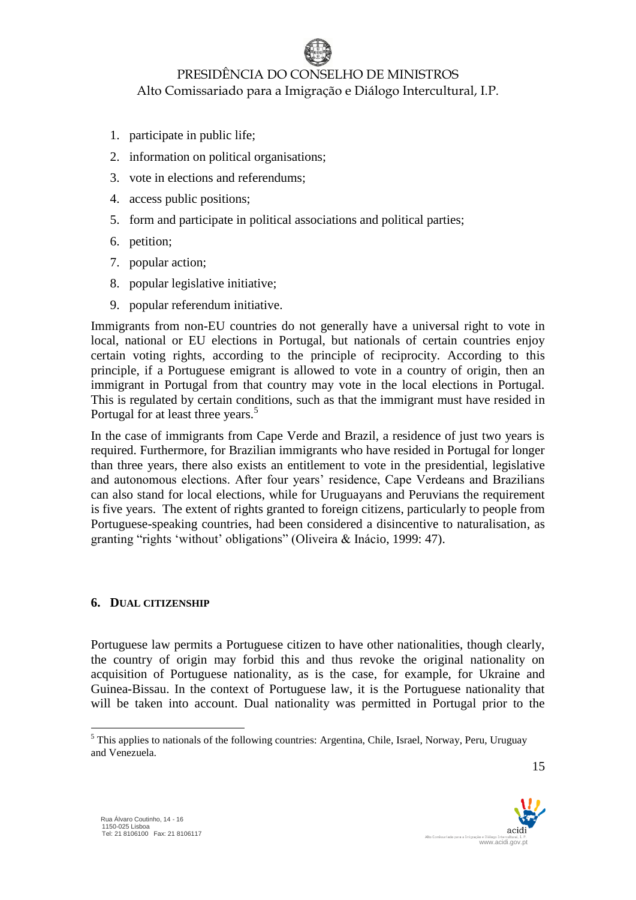1. participate in public life;
2. information on political organisations;
3. vote in elections and referendums;
4. access public positions;
5. form and participate in political associations and political parties;
6. petition;
7. popular action;
8. popular legislative initiative;
9. popular referendum initiative.

Immigrants from non-EU countries do not generally have a universal right to vote in local, national or EU elections in Portugal, but nationals of certain countries enjoy certain voting rights, according to the principle of reciprocity. According to this principle, if a Portuguese emigrant is allowed to vote in a country of origin, then an immigrant in Portugal from that country may vote in the local elections in Portugal. This is regulated by certain conditions, such as that the immigrant must have resided in Portugal for at least three years.[5]

In the case of immigrants from Cape Verde and Brazil, a residence of just two years is required. Furthermore, for Brazilian immigrants who have resided in Portugal for longer than three years, there also exists an entitlement to vote in the presidential, legislative and autonomous elections. After four years' residence, Cape Verdeans and Brazilians can also stand for local elections, while for Uruguayans and Peruvians the requirement is five years. The extent of rights granted to foreign citizens, particularly to people from Portuguese-speaking countries, had been considered a disincentive to naturalisation, as granting "rights 'without' obligations" (Oliveira & Inácio, 1999: 47).

## 6. Dual citizenship

Portuguese law permits a Portuguese citizen to have other nationalities, though clearly, the country of origin may forbid this and thus revoke the original nationality on acquisition of Portuguese nationality, as is the case, for example, for Ukraine and Guinea-Bissau. In the context of Portuguese law, it is the Portuguese nationality that will be taken into account. Dual nationality was permitted in Portugal prior to the

[5] This applies to nationals of the following countries: Argentina, Chile, Israel, Norway, Peru, Uruguay and Venezuela.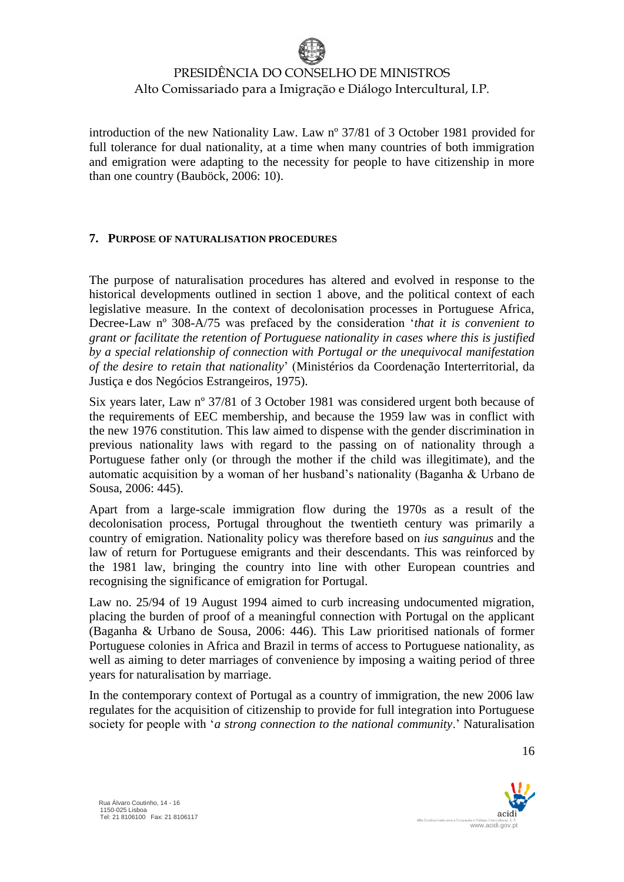introduction of the new Nationality Law. Law nº 37/81 of 3 October 1981 provided for full tolerance for dual nationality, at a time when many countries of both immigration and emigration were adapting to the necessity for people to have citizenship in more than one country (Bauböck, 2006: 10).

## 7. PURPOSE OF NATURALISATION PROCEDURES

The purpose of naturalisation procedures has altered and evolved in response to the historical developments outlined in section 1 above, and the political context of each legislative measure. In the context of decolonisation processes in Portuguese Africa, Decree-Law nº 308-A/75 was prefaced by the consideration '*that it is convenient to grant or facilitate the retention of Portuguese nationality in cases where this is justified by a special relationship of connection with Portugal or the unequivocal manifestation of the desire to retain that nationality*' (Ministérios da Coordenação Interterritorial, da Justiça e dos Negócios Estrangeiros, 1975).

Six years later, Law nº 37/81 of 3 October 1981 was considered urgent both because of the requirements of EEC membership, and because the 1959 law was in conflict with the new 1976 constitution. This law aimed to dispense with the gender discrimination in previous nationality laws with regard to the passing on of nationality through a Portuguese father only (or through the mother if the child was illegitimate), and the automatic acquisition by a woman of her husband's nationality (Baganha & Urbano de Sousa, 2006: 445).

Apart from a large-scale immigration flow during the 1970s as a result of the decolonisation process, Portugal throughout the twentieth century was primarily a country of emigration. Nationality policy was therefore based on *ius sanguinus* and the law of return for Portuguese emigrants and their descendants. This was reinforced by the 1981 law, bringing the country into line with other European countries and recognising the significance of emigration for Portugal.

Law no. 25/94 of 19 August 1994 aimed to curb increasing undocumented migration, placing the burden of proof of a meaningful connection with Portugal on the applicant (Baganha & Urbano de Sousa, 2006: 446). This Law prioritised nationals of former Portuguese colonies in Africa and Brazil in terms of access to Portuguese nationality, as well as aiming to deter marriages of convenience by imposing a waiting period of three years for naturalisation by marriage.

In the contemporary context of Portugal as a country of immigration, the new 2006 law regulates for the acquisition of citizenship to provide for full integration into Portuguese society for people with '*a strong connection to the national community*.' Naturalisation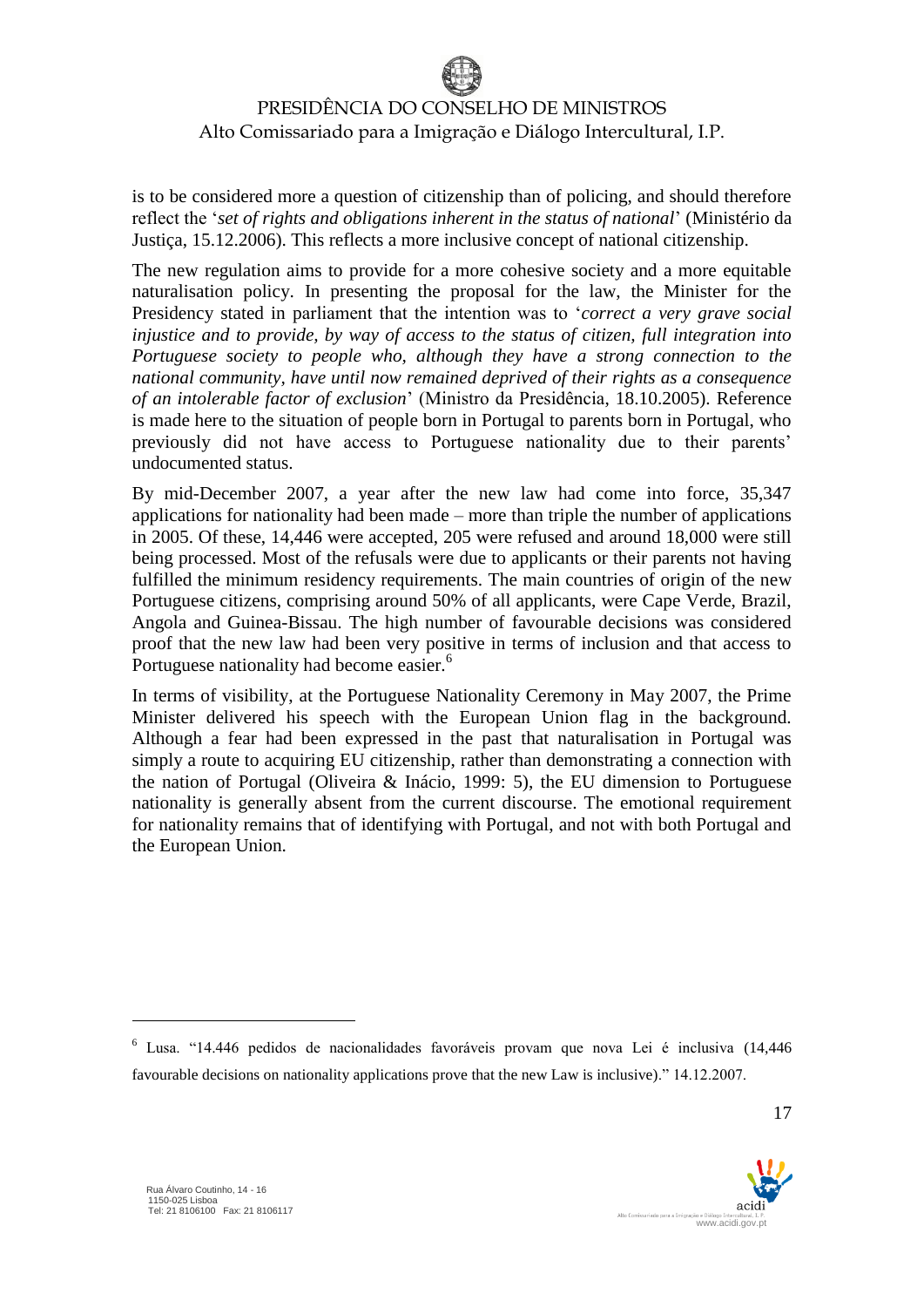is to be considered more a question of citizenship than of policing, and should therefore reflect the '*set of rights and obligations inherent in the status of national*' (Ministério da Justiça, 15.12.2006). This reflects a more inclusive concept of national citizenship.

The new regulation aims to provide for a more cohesive society and a more equitable naturalisation policy. In presenting the proposal for the law, the Minister for the Presidency stated in parliament that the intention was to '*correct a very grave social injustice and to provide, by way of access to the status of citizen, full integration into Portuguese society to people who, although they have a strong connection to the national community, have until now remained deprived of their rights as a consequence of an intolerable factor of exclusion*' (Ministro da Presidência, 18.10.2005). Reference is made here to the situation of people born in Portugal to parents born in Portugal, who previously did not have access to Portuguese nationality due to their parents' undocumented status.

By mid-December 2007, a year after the new law had come into force, 35,347 applications for nationality had been made – more than triple the number of applications in 2005. Of these, 14,446 were accepted, 205 were refused and around 18,000 were still being processed. Most of the refusals were due to applicants or their parents not having fulfilled the minimum residency requirements. The main countries of origin of the new Portuguese citizens, comprising around 50% of all applicants, were Cape Verde, Brazil, Angola and Guinea-Bissau. The high number of favourable decisions was considered proof that the new law had been very positive in terms of inclusion and that access to Portuguese nationality had become easier.[6]

In terms of visibility, at the Portuguese Nationality Ceremony in May 2007, the Prime Minister delivered his speech with the European Union flag in the background. Although a fear had been expressed in the past that naturalisation in Portugal was simply a route to acquiring EU citizenship, rather than demonstrating a connection with the nation of Portugal (Oliveira & Inácio, 1999: 5), the EU dimension to Portuguese nationality is generally absent from the current discourse. The emotional requirement for nationality remains that of identifying with Portugal, and not with both Portugal and the European Union.

---

[6] Lusa. "14.446 pedidos de nacionalidades favoráveis provam que nova Lei é inclusiva (14,446 favourable decisions on nationality applications prove that the new Law is inclusive)." 14.12.2007.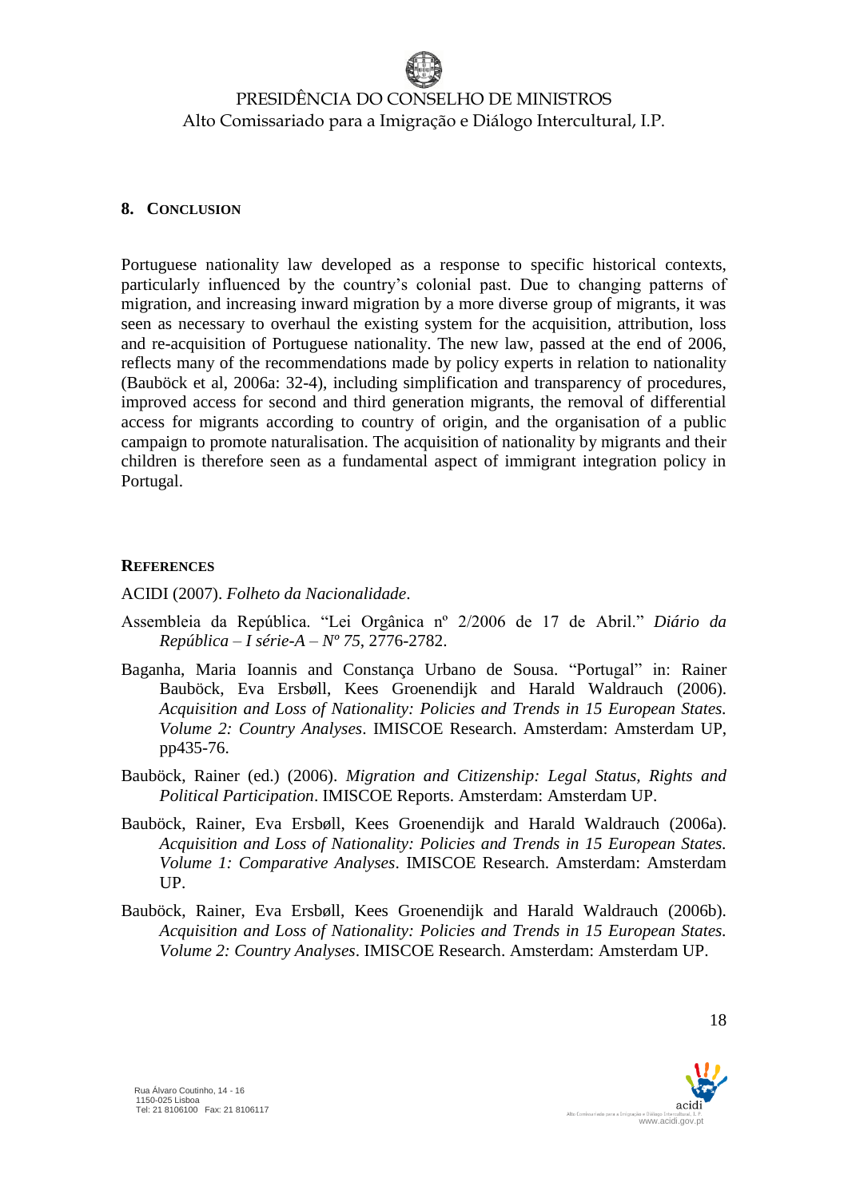## 8. Conclusion

Portuguese nationality law developed as a response to specific historical contexts, particularly influenced by the country's colonial past. Due to changing patterns of migration, and increasing inward migration by a more diverse group of migrants, it was seen as necessary to overhaul the existing system for the acquisition, attribution, loss and re-acquisition of Portuguese nationality. The new law, passed at the end of 2006, reflects many of the recommendations made by policy experts in relation to nationality (Bauböck et al, 2006a: 32-4), including simplification and transparency of procedures, improved access for second and third generation migrants, the removal of differential access for migrants according to country of origin, and the organisation of a public campaign to promote naturalisation. The acquisition of nationality by migrants and their children is therefore seen as a fundamental aspect of immigrant integration policy in Portugal.

## References

ACIDI (2007). *Folheto da Nacionalidade*.

Assembleia da República. "Lei Orgânica nº 2/2006 de 17 de Abril." *Diário da República – I série-A – Nº 75*, 2776-2782.

Baganha, Maria Ioannis and Constança Urbano de Sousa. "Portugal" in: Rainer Bauböck, Eva Ersbøll, Kees Groenendijk and Harald Waldrauch (2006). *Acquisition and Loss of Nationality: Policies and Trends in 15 European States. Volume 2: Country Analyses*. IMISCOE Research. Amsterdam: Amsterdam UP, pp435-76.

Bauböck, Rainer (ed.) (2006). *Migration and Citizenship: Legal Status, Rights and Political Participation*. IMISCOE Reports. Amsterdam: Amsterdam UP.

Bauböck, Rainer, Eva Ersbøll, Kees Groenendijk and Harald Waldrauch (2006a). *Acquisition and Loss of Nationality: Policies and Trends in 15 European States. Volume 1: Comparative Analyses*. IMISCOE Research. Amsterdam: Amsterdam UP.

Bauböck, Rainer, Eva Ersbøll, Kees Groenendijk and Harald Waldrauch (2006b). *Acquisition and Loss of Nationality: Policies and Trends in 15 European States. Volume 2: Country Analyses*. IMISCOE Research. Amsterdam: Amsterdam UP.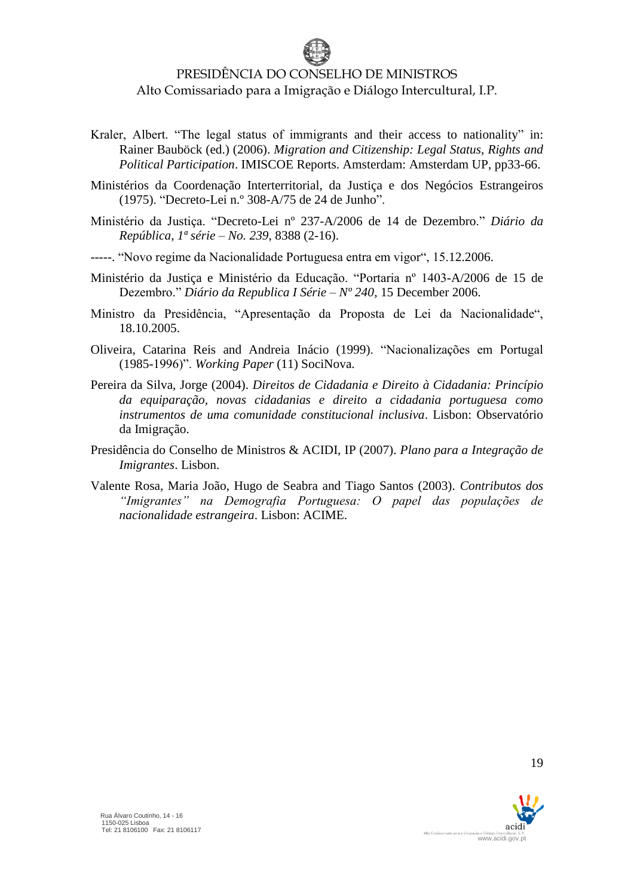Kraler, Albert. "The legal status of immigrants and their access to nationality" in: Rainer Bauböck (ed.) (2006). *Migration and Citizenship: Legal Status, Rights and Political Participation*. IMISCOE Reports. Amsterdam: Amsterdam UP, pp33-66.

Ministérios da Coordenação Interterritorial, da Justiça e dos Negócios Estrangeiros (1975). "Decreto-Lei n.º 308-A/75 de 24 de Junho".

Ministério da Justiça. "Decreto-Lei nº 237-A/2006 de 14 de Dezembro." *Diário da República, 1ª série – No. 239*, 8388 (2-16).

-----. "Novo regime da Nacionalidade Portuguesa entra em vigor", 15.12.2006.

Ministério da Justiça e Ministério da Educação. "Portaria nº 1403-A/2006 de 15 de Dezembro." *Diário da Republica I Série – Nº 240*, 15 December 2006.

Ministro da Presidência, "Apresentação da Proposta de Lei da Nacionalidade", 18.10.2005.

Oliveira, Catarina Reis and Andreia Inácio (1999). "Nacionalizações em Portugal (1985-1996)". *Working Paper* (11) SociNova.

Pereira da Silva, Jorge (2004). *Direitos de Cidadania e Direito à Cidadania: Princípio da equiparação, novas cidadanias e direito a cidadania portuguesa como instrumentos de uma comunidade constitucional inclusiva*. Lisbon: Observatório da Imigração.

Presidência do Conselho de Ministros & ACIDI, IP (2007). *Plano para a Integração de Imigrantes*. Lisbon.

Valente Rosa, Maria João, Hugo de Seabra and Tiago Santos (2003). *Contributos dos "Imigrantes" na Demografia Portuguesa: O papel das populações de nacionalidade estrangeira*. Lisbon: ACIME.